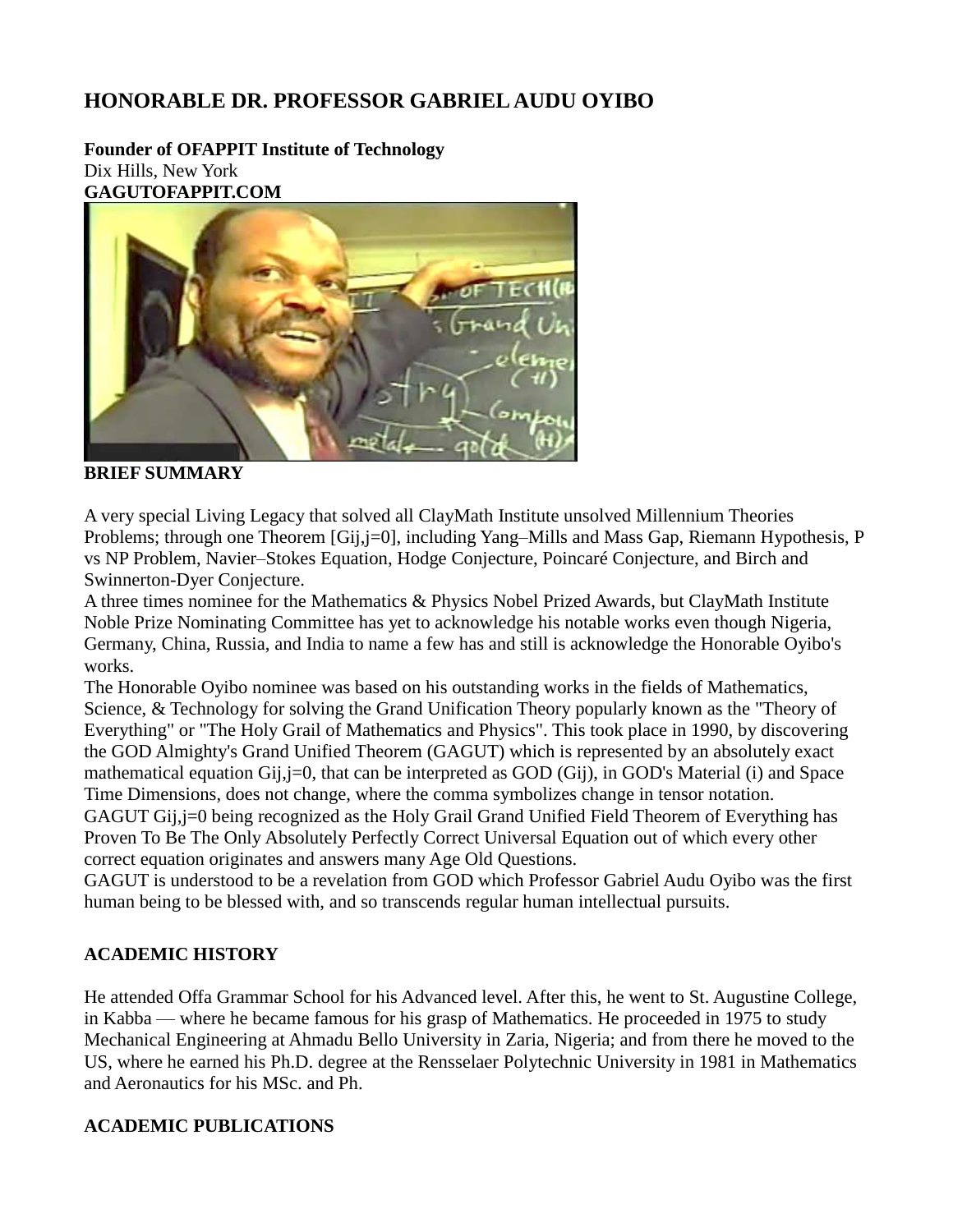# HONORABLE DR. PROFESSOR GABRIEL AUDU OYIBO

**Founder of OFAPPIT Institute of Technology**
Dix Hills, New York
**GAGUTOFAPPIT.COM**

**BRIEF SUMMARY**

A very special Living Legacy that solved all ClayMath Institute unsolved Millennium Theories Problems; through one Theorem [Gij,j=0], including Yang–Mills and Mass Gap, Riemann Hypothesis, P vs NP Problem, Navier–Stokes Equation, Hodge Conjecture, Poincaré Conjecture, and Birch and Swinnerton-Dyer Conjecture.
A three times nominee for the Mathematics & Physics Nobel Prized Awards, but ClayMath Institute Noble Prize Nominating Committee has yet to acknowledge his notable works even though Nigeria, Germany, China, Russia, and India to name a few has and still is acknowledge the Honorable Oyibo's works.
The Honorable Oyibo nominee was based on his outstanding works in the fields of Mathematics, Science, & Technology for solving the Grand Unification Theory popularly known as the "Theory of Everything" or "The Holy Grail of Mathematics and Physics". This took place in 1990, by discovering the GOD Almighty's Grand Unified Theorem (GAGUT) which is represented by an absolutely exact mathematical equation Gij,j=0, that can be interpreted as GOD (Gij), in GOD's Material (i) and Space Time Dimensions, does not change, where the comma symbolizes change in tensor notation.
GAGUT Gij,j=0 being recognized as the Holy Grail Grand Unified Field Theorem of Everything has Proven To Be The Only Absolutely Perfectly Correct Universal Equation out of which every other correct equation originates and answers many Age Old Questions.
GAGUT is understood to be a revelation from GOD which Professor Gabriel Audu Oyibo was the first human being to be blessed with, and so transcends regular human intellectual pursuits.

## ACADEMIC HISTORY

He attended Offa Grammar School for his Advanced level. After this, he went to St. Augustine College, in Kabba — where he became famous for his grasp of Mathematics. He proceeded in 1975 to study Mechanical Engineering at Ahmadu Bello University in Zaria, Nigeria; and from there he moved to the US, where he earned his Ph.D. degree at the Rensselaer Polytechnic University in 1981 in Mathematics and Aeronautics for his MSc. and Ph.

## ACADEMIC PUBLICATIONS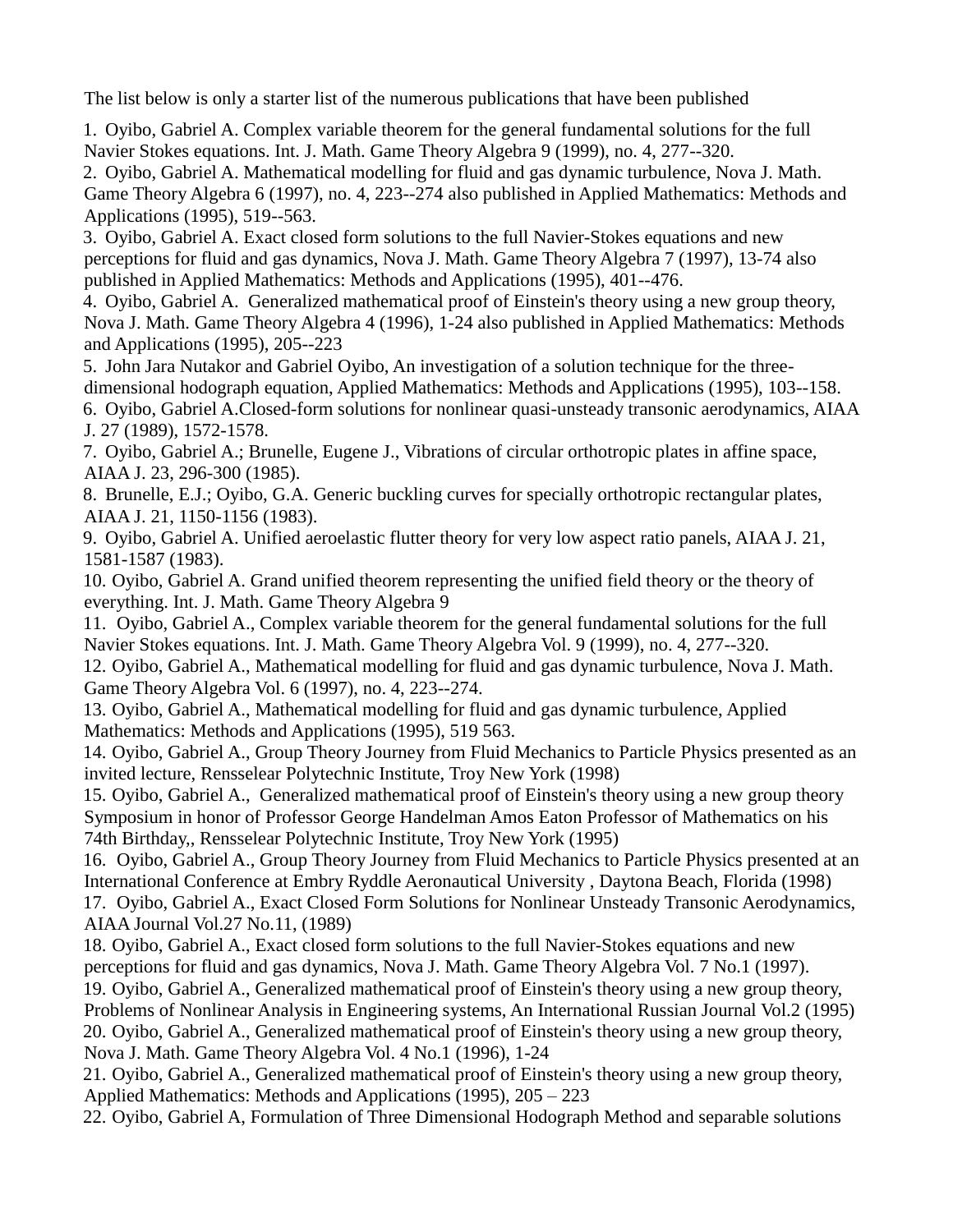The list below is only a starter list of the numerous publications that have been published

1. Oyibo, Gabriel A. Complex variable theorem for the general fundamental solutions for the full Navier Stokes equations. Int. J. Math. Game Theory Algebra 9 (1999), no. 4, 277--320.
2. Oyibo, Gabriel A. Mathematical modelling for fluid and gas dynamic turbulence, Nova J. Math. Game Theory Algebra 6 (1997), no. 4, 223--274 also published in Applied Mathematics: Methods and Applications (1995), 519--563.
3. Oyibo, Gabriel A. Exact closed form solutions to the full Navier-Stokes equations and new perceptions for fluid and gas dynamics, Nova J. Math. Game Theory Algebra 7 (1997), 13-74 also published in Applied Mathematics: Methods and Applications (1995), 401--476.
4. Oyibo, Gabriel A. Generalized mathematical proof of Einstein's theory using a new group theory, Nova J. Math. Game Theory Algebra 4 (1996), 1-24 also published in Applied Mathematics: Methods and Applications (1995), 205--223
5. John Jara Nutakor and Gabriel Oyibo, An investigation of a solution technique for the three-dimensional hodograph equation, Applied Mathematics: Methods and Applications (1995), 103--158.
6. Oyibo, Gabriel A.Closed-form solutions for nonlinear quasi-unsteady transonic aerodynamics, AIAA J. 27 (1989), 1572-1578.
7. Oyibo, Gabriel A.; Brunelle, Eugene J., Vibrations of circular orthotropic plates in affine space, AIAA J. 23, 296-300 (1985).
8. Brunelle, E.J.; Oyibo, G.A. Generic buckling curves for specially orthotropic rectangular plates, AIAA J. 21, 1150-1156 (1983).
9. Oyibo, Gabriel A. Unified aeroelastic flutter theory for very low aspect ratio panels, AIAA J. 21, 1581-1587 (1983).
10. Oyibo, Gabriel A. Grand unified theorem representing the unified field theory or the theory of everything. Int. J. Math. Game Theory Algebra 9
11. Oyibo, Gabriel A., Complex variable theorem for the general fundamental solutions for the full Navier Stokes equations. Int. J. Math. Game Theory Algebra Vol. 9 (1999), no. 4, 277--320.
12. Oyibo, Gabriel A., Mathematical modelling for fluid and gas dynamic turbulence, Nova J. Math. Game Theory Algebra Vol. 6 (1997), no. 4, 223--274.
13. Oyibo, Gabriel A., Mathematical modelling for fluid and gas dynamic turbulence, Applied Mathematics: Methods and Applications (1995), 519 563.
14. Oyibo, Gabriel A., Group Theory Journey from Fluid Mechanics to Particle Physics presented as an invited lecture, Rensselear Polytechnic Institute, Troy New York (1998)
15. Oyibo, Gabriel A., Generalized mathematical proof of Einstein's theory using a new group theory Symposium in honor of Professor George Handelman Amos Eaton Professor of Mathematics on his 74th Birthday,, Rensselear Polytechnic Institute, Troy New York (1995)
16. Oyibo, Gabriel A., Group Theory Journey from Fluid Mechanics to Particle Physics presented at an International Conference at Embry Ryddle Aeronautical University , Daytona Beach, Florida (1998)
17. Oyibo, Gabriel A., Exact Closed Form Solutions for Nonlinear Unsteady Transonic Aerodynamics, AIAA Journal Vol.27 No.11, (1989)
18. Oyibo, Gabriel A., Exact closed form solutions to the full Navier-Stokes equations and new perceptions for fluid and gas dynamics, Nova J. Math. Game Theory Algebra Vol. 7 No.1 (1997).
19. Oyibo, Gabriel A., Generalized mathematical proof of Einstein's theory using a new group theory, Problems of Nonlinear Analysis in Engineering systems, An International Russian Journal Vol.2 (1995)
20. Oyibo, Gabriel A., Generalized mathematical proof of Einstein's theory using a new group theory, Nova J. Math. Game Theory Algebra Vol. 4 No.1 (1996), 1-24
21. Oyibo, Gabriel A., Generalized mathematical proof of Einstein's theory using a new group theory, Applied Mathematics: Methods and Applications (1995), 205 – 223
22. Oyibo, Gabriel A, Formulation of Three Dimensional Hodograph Method and separable solutions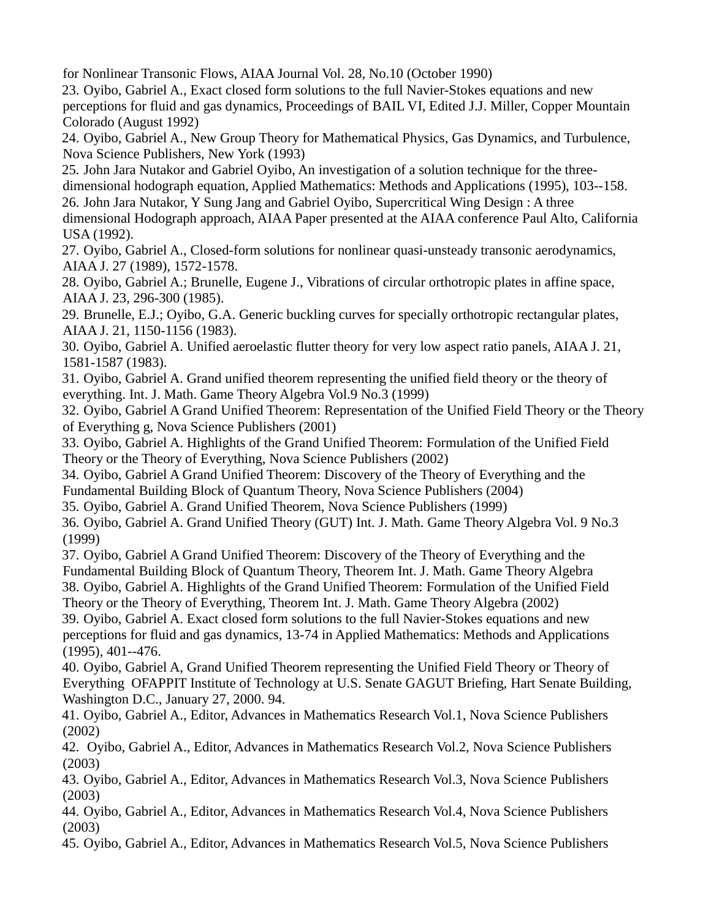for Nonlinear Transonic Flows, AIAA Journal Vol. 28, No.10 (October 1990)

23. Oyibo, Gabriel A., Exact closed form solutions to the full Navier-Stokes equations and new perceptions for fluid and gas dynamics, Proceedings of BAIL VI, Edited J.J. Miller, Copper Mountain Colorado (August 1992)
24. Oyibo, Gabriel A., New Group Theory for Mathematical Physics, Gas Dynamics, and Turbulence, Nova Science Publishers, New York (1993)
25. John Jara Nutakor and Gabriel Oyibo, An investigation of a solution technique for the three-dimensional hodograph equation, Applied Mathematics: Methods and Applications (1995), 103--158.
26. John Jara Nutakor, Y Sung Jang and Gabriel Oyibo, Supercritical Wing Design : A three dimensional Hodograph approach, AIAA Paper presented at the AIAA conference Paul Alto, California USA (1992).
27. Oyibo, Gabriel A., Closed-form solutions for nonlinear quasi-unsteady transonic aerodynamics, AIAA J. 27 (1989), 1572-1578.
28. Oyibo, Gabriel A.; Brunelle, Eugene J., Vibrations of circular orthotropic plates in affine space, AIAA J. 23, 296-300 (1985).
29. Brunelle, E.J.; Oyibo, G.A. Generic buckling curves for specially orthotropic rectangular plates, AIAA J. 21, 1150-1156 (1983).
30. Oyibo, Gabriel A. Unified aeroelastic flutter theory for very low aspect ratio panels, AIAA J. 21, 1581-1587 (1983).
31. Oyibo, Gabriel A. Grand unified theorem representing the unified field theory or the theory of everything. Int. J. Math. Game Theory Algebra Vol.9 No.3 (1999)
32. Oyibo, Gabriel A Grand Unified Theorem: Representation of the Unified Field Theory or the Theory of Everything g, Nova Science Publishers (2001)
33. Oyibo, Gabriel A. Highlights of the Grand Unified Theorem: Formulation of the Unified Field Theory or the Theory of Everything, Nova Science Publishers (2002)
34. Oyibo, Gabriel A Grand Unified Theorem: Discovery of the Theory of Everything and the Fundamental Building Block of Quantum Theory, Nova Science Publishers (2004)
35. Oyibo, Gabriel A. Grand Unified Theorem, Nova Science Publishers (1999)
36. Oyibo, Gabriel A. Grand Unified Theory (GUT) Int. J. Math. Game Theory Algebra Vol. 9 No.3 (1999)
37. Oyibo, Gabriel A Grand Unified Theorem: Discovery of the Theory of Everything and the Fundamental Building Block of Quantum Theory, Theorem Int. J. Math. Game Theory Algebra
38. Oyibo, Gabriel A. Highlights of the Grand Unified Theorem: Formulation of the Unified Field Theory or the Theory of Everything, Theorem Int. J. Math. Game Theory Algebra (2002)
39. Oyibo, Gabriel A. Exact closed form solutions to the full Navier-Stokes equations and new perceptions for fluid and gas dynamics, 13-74 in Applied Mathematics: Methods and Applications (1995), 401--476.
40. Oyibo, Gabriel A, Grand Unified Theorem representing the Unified Field Theory or Theory of Everything OFAPPIT Institute of Technology at U.S. Senate GAGUT Briefing, Hart Senate Building, Washington D.C., January 27, 2000. 94.
41. Oyibo, Gabriel A., Editor, Advances in Mathematics Research Vol.1, Nova Science Publishers (2002)
42. Oyibo, Gabriel A., Editor, Advances in Mathematics Research Vol.2, Nova Science Publishers (2003)
43. Oyibo, Gabriel A., Editor, Advances in Mathematics Research Vol.3, Nova Science Publishers (2003)
44. Oyibo, Gabriel A., Editor, Advances in Mathematics Research Vol.4, Nova Science Publishers (2003)
45. Oyibo, Gabriel A., Editor, Advances in Mathematics Research Vol.5, Nova Science Publishers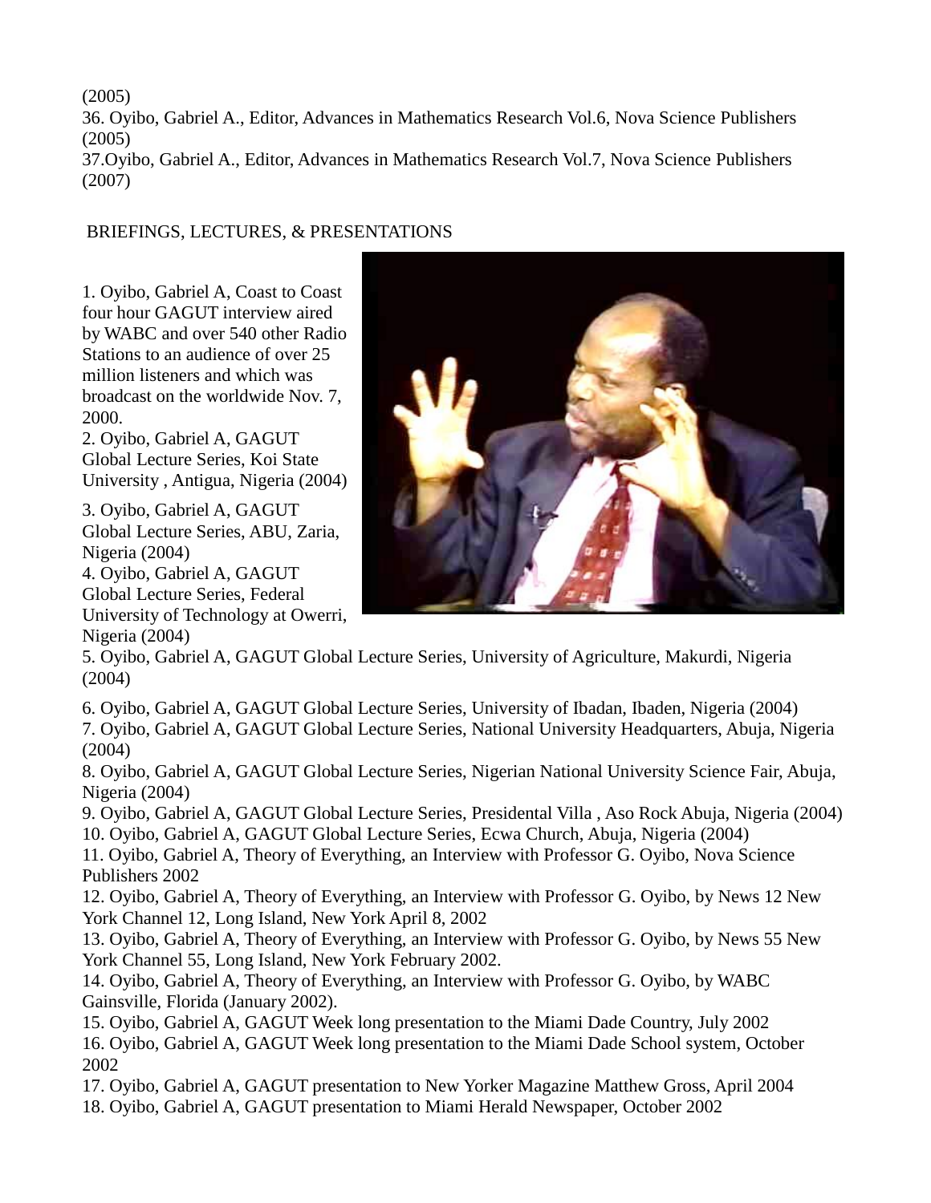(2005)

36. Oyibo, Gabriel A., Editor, Advances in Mathematics Research Vol.6, Nova Science Publishers (2005)

37.Oyibo, Gabriel A., Editor, Advances in Mathematics Research Vol.7, Nova Science Publishers (2007)

BRIEFINGS, LECTURES, & PRESENTATIONS

1. Oyibo, Gabriel A, Coast to Coast four hour GAGUT interview aired by WABC and over 540 other Radio Stations to an audience of over 25 million listeners and which was broadcast on the worldwide Nov. 7, 2000.
2. Oyibo, Gabriel A, GAGUT Global Lecture Series, Koi State University , Antigua, Nigeria (2004)
3. Oyibo, Gabriel A, GAGUT Global Lecture Series, ABU, Zaria, Nigeria (2004)
4. Oyibo, Gabriel A, GAGUT Global Lecture Series, Federal University of Technology at Owerri, Nigeria (2004)
5. Oyibo, Gabriel A, GAGUT Global Lecture Series, University of Agriculture, Makurdi, Nigeria (2004)
6. Oyibo, Gabriel A, GAGUT Global Lecture Series, University of Ibadan, Ibaden, Nigeria (2004)
7. Oyibo, Gabriel A, GAGUT Global Lecture Series, National University Headquarters, Abuja, Nigeria (2004)
8. Oyibo, Gabriel A, GAGUT Global Lecture Series, Nigerian National University Science Fair, Abuja, Nigeria (2004)
9. Oyibo, Gabriel A, GAGUT Global Lecture Series, Presidental Villa , Aso Rock Abuja, Nigeria (2004)
10. Oyibo, Gabriel A, GAGUT Global Lecture Series, Ecwa Church, Abuja, Nigeria (2004)
11. Oyibo, Gabriel A, Theory of Everything, an Interview with Professor G. Oyibo, Nova Science Publishers 2002
12. Oyibo, Gabriel A, Theory of Everything, an Interview with Professor G. Oyibo, by News 12 New York Channel 12, Long Island, New York April 8, 2002
13. Oyibo, Gabriel A, Theory of Everything, an Interview with Professor G. Oyibo, by News 55 New York Channel 55, Long Island, New York February 2002.
14. Oyibo, Gabriel A, Theory of Everything, an Interview with Professor G. Oyibo, by WABC Gainsville, Florida (January 2002).
15. Oyibo, Gabriel A, GAGUT Week long presentation to the Miami Dade Country, July 2002
16. Oyibo, Gabriel A, GAGUT Week long presentation to the Miami Dade School system, October 2002
17. Oyibo, Gabriel A, GAGUT presentation to New Yorker Magazine Matthew Gross, April 2004
18. Oyibo, Gabriel A, GAGUT presentation to Miami Herald Newspaper, October 2002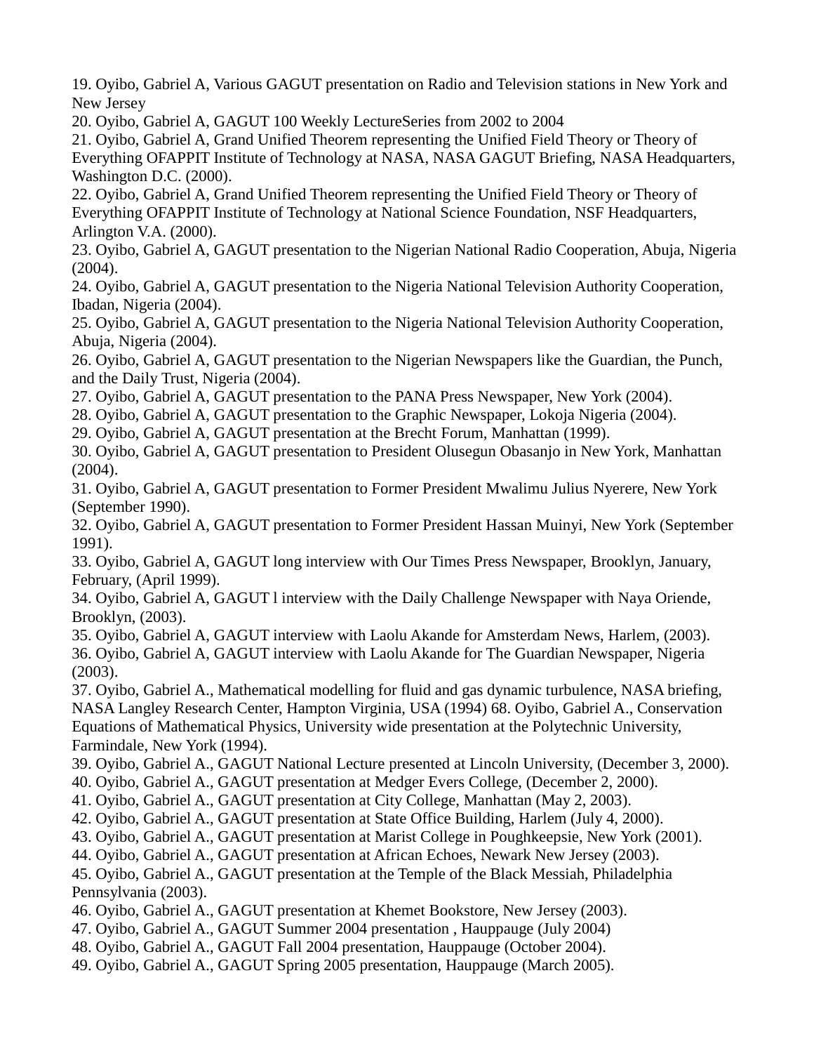19. Oyibo, Gabriel A, Various GAGUT presentation on Radio and Television stations in New York and New Jersey
20. Oyibo, Gabriel A, GAGUT 100 Weekly LectureSeries from 2002 to 2004
21. Oyibo, Gabriel A, Grand Unified Theorem representing the Unified Field Theory or Theory of Everything OFAPPIT Institute of Technology at NASA, NASA GAGUT Briefing, NASA Headquarters, Washington D.C. (2000).
22. Oyibo, Gabriel A, Grand Unified Theorem representing the Unified Field Theory or Theory of Everything OFAPPIT Institute of Technology at National Science Foundation, NSF Headquarters, Arlington V.A. (2000).
23. Oyibo, Gabriel A, GAGUT presentation to the Nigerian National Radio Cooperation, Abuja, Nigeria (2004).
24. Oyibo, Gabriel A, GAGUT presentation to the Nigeria National Television Authority Cooperation, Ibadan, Nigeria (2004).
25. Oyibo, Gabriel A, GAGUT presentation to the Nigeria National Television Authority Cooperation, Abuja, Nigeria (2004).
26. Oyibo, Gabriel A, GAGUT presentation to the Nigerian Newspapers like the Guardian, the Punch, and the Daily Trust, Nigeria (2004).
27. Oyibo, Gabriel A, GAGUT presentation to the PANA Press Newspaper, New York (2004).
28. Oyibo, Gabriel A, GAGUT presentation to the Graphic Newspaper, Lokoja Nigeria (2004).
29. Oyibo, Gabriel A, GAGUT presentation at the Brecht Forum, Manhattan (1999).
30. Oyibo, Gabriel A, GAGUT presentation to President Olusegun Obasanjo in New York, Manhattan (2004).
31. Oyibo, Gabriel A, GAGUT presentation to Former President Mwalimu Julius Nyerere, New York (September 1990).
32. Oyibo, Gabriel A, GAGUT presentation to Former President Hassan Muinyi, New York (September 1991).
33. Oyibo, Gabriel A, GAGUT long interview with Our Times Press Newspaper, Brooklyn, January, February, (April 1999).
34. Oyibo, Gabriel A, GAGUT l interview with the Daily Challenge Newspaper with Naya Oriende, Brooklyn, (2003).
35. Oyibo, Gabriel A, GAGUT interview with Laolu Akande for Amsterdam News, Harlem, (2003).
36. Oyibo, Gabriel A, GAGUT interview with Laolu Akande for The Guardian Newspaper, Nigeria (2003).
37. Oyibo, Gabriel A., Mathematical modelling for fluid and gas dynamic turbulence, NASA briefing, NASA Langley Research Center, Hampton Virginia, USA (1994) 68. Oyibo, Gabriel A., Conservation Equations of Mathematical Physics, University wide presentation at the Polytechnic University, Farmindale, New York (1994).
39. Oyibo, Gabriel A., GAGUT National Lecture presented at Lincoln University, (December 3, 2000).
40. Oyibo, Gabriel A., GAGUT presentation at Medger Evers College, (December 2, 2000).
41. Oyibo, Gabriel A., GAGUT presentation at City College, Manhattan (May 2, 2003).
42. Oyibo, Gabriel A., GAGUT presentation at State Office Building, Harlem (July 4, 2000).
43. Oyibo, Gabriel A., GAGUT presentation at Marist College in Poughkeepsie, New York (2001).
44. Oyibo, Gabriel A., GAGUT presentation at African Echoes, Newark New Jersey (2003).
45. Oyibo, Gabriel A., GAGUT presentation at the Temple of the Black Messiah, Philadelphia Pennsylvania (2003).
46. Oyibo, Gabriel A., GAGUT presentation at Khemet Bookstore, New Jersey (2003).
47. Oyibo, Gabriel A., GAGUT Summer 2004 presentation , Hauppauge (July 2004)
48. Oyibo, Gabriel A., GAGUT Fall 2004 presentation, Hauppauge (October 2004).
49. Oyibo, Gabriel A., GAGUT Spring 2005 presentation, Hauppauge (March 2005).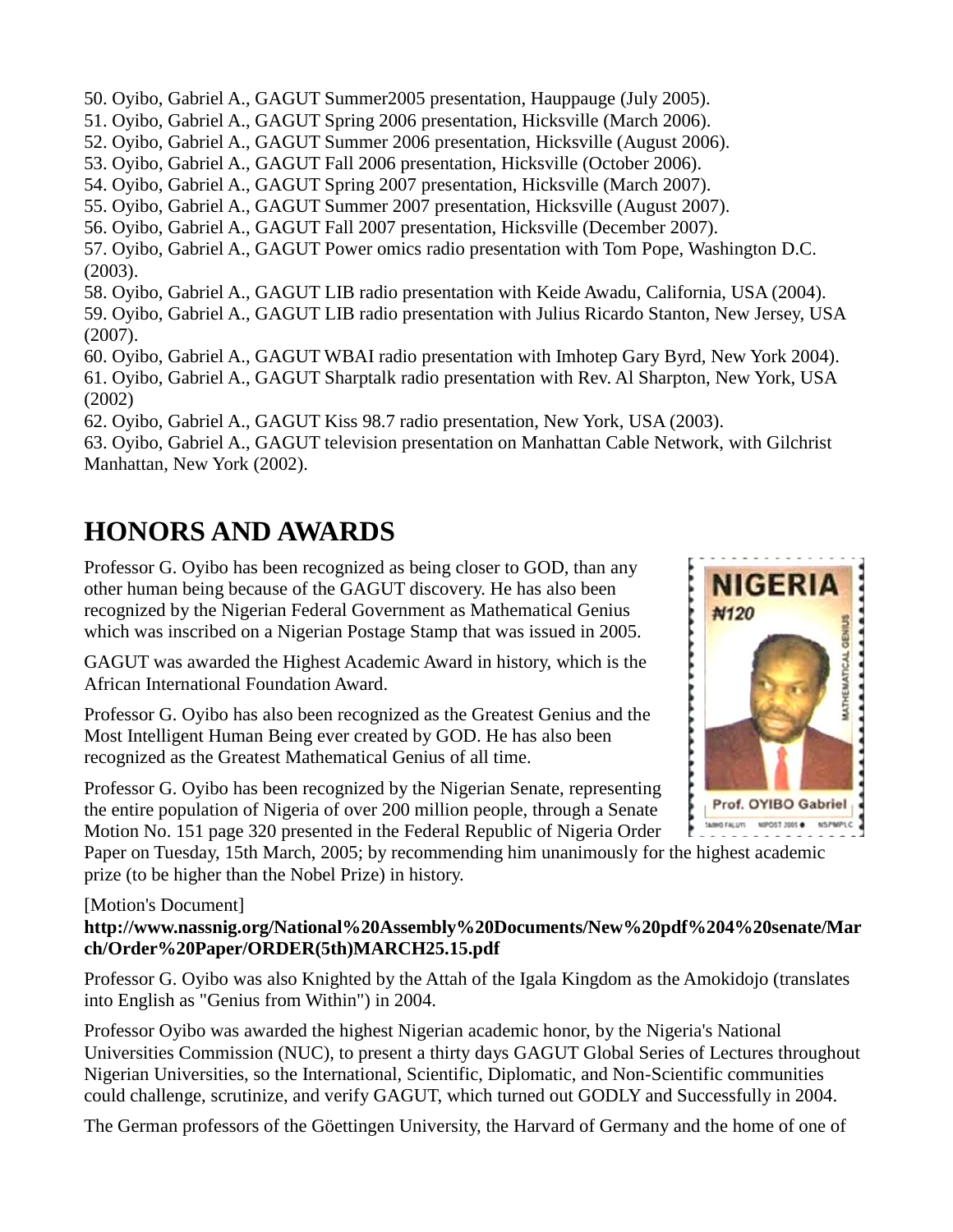50. Oyibo, Gabriel A., GAGUT Summer2005 presentation, Hauppauge (July 2005).
51. Oyibo, Gabriel A., GAGUT Spring 2006 presentation, Hicksville (March 2006).
52. Oyibo, Gabriel A., GAGUT Summer 2006 presentation, Hicksville (August 2006).
53. Oyibo, Gabriel A., GAGUT Fall 2006 presentation, Hicksville (October 2006).
54. Oyibo, Gabriel A., GAGUT Spring 2007 presentation, Hicksville (March 2007).
55. Oyibo, Gabriel A., GAGUT Summer 2007 presentation, Hicksville (August 2007).
56. Oyibo, Gabriel A., GAGUT Fall 2007 presentation, Hicksville (December 2007).
57. Oyibo, Gabriel A., GAGUT Power omics radio presentation with Tom Pope, Washington D.C. (2003).
58. Oyibo, Gabriel A., GAGUT LIB radio presentation with Keide Awadu, California, USA (2004).
59. Oyibo, Gabriel A., GAGUT LIB radio presentation with Julius Ricardo Stanton, New Jersey, USA (2007).
60. Oyibo, Gabriel A., GAGUT WBAI radio presentation with Imhotep Gary Byrd, New York 2004).
61. Oyibo, Gabriel A., GAGUT Sharptalk radio presentation with Rev. Al Sharpton, New York, USA (2002)
62. Oyibo, Gabriel A., GAGUT Kiss 98.7 radio presentation, New York, USA (2003).
63. Oyibo, Gabriel A., GAGUT television presentation on Manhattan Cable Network, with Gilchrist Manhattan, New York (2002).

## HONORS AND AWARDS

Professor G. Oyibo has been recognized as being closer to GOD, than any other human being because of the GAGUT discovery. He has also been recognized by the Nigerian Federal Government as Mathematical Genius which was inscribed on a Nigerian Postage Stamp that was issued in 2005.

GAGUT was awarded the Highest Academic Award in history, which is the African International Foundation Award.

Professor G. Oyibo has also been recognized as the Greatest Genius and the Most Intelligent Human Being ever created by GOD. He has also been recognized as the Greatest Mathematical Genius of all time.

Professor G. Oyibo has been recognized by the Nigerian Senate, representing the entire population of Nigeria of over 200 million people, through a Senate Motion No. 151 page 320 presented in the Federal Republic of Nigeria Order Paper on Tuesday, 15th March, 2005; by recommending him unanimously for the highest academic prize (to be higher than the Nobel Prize) in history.

[Motion's Document]
**http://www.nassnig.org/National%20Assembly%20Documents/New%20pdf%204%20senate/March/Order%20Paper/ORDER(5th)MARCH25.15.pdf**

Professor G. Oyibo was also Knighted by the Attah of the Igala Kingdom as the Amokidojo (translates into English as "Genius from Within") in 2004.

Professor Oyibo was awarded the highest Nigerian academic honor, by the Nigeria's National Universities Commission (NUC), to present a thirty days GAGUT Global Series of Lectures throughout Nigerian Universities, so the International, Scientific, Diplomatic, and Non-Scientific communities could challenge, scrutinize, and verify GAGUT, which turned out GODLY and Successfully in 2004.

The German professors of the Göettingen University, the Harvard of Germany and the home of one of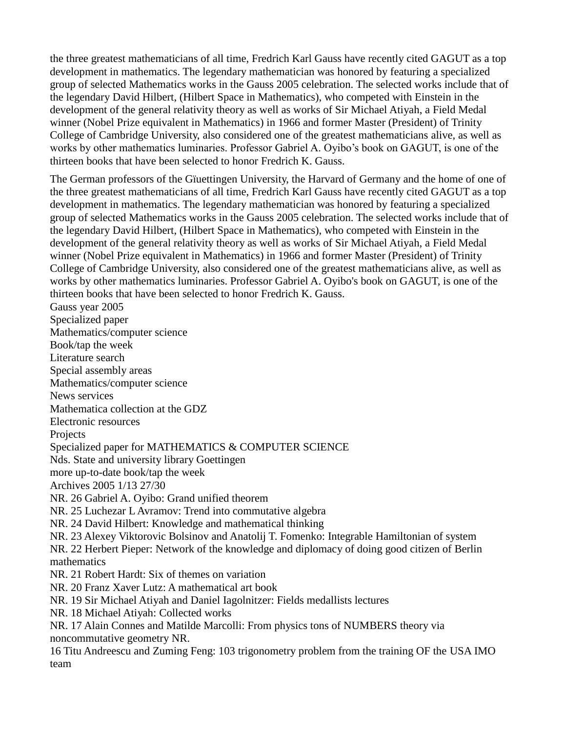the three greatest mathematicians of all time, Fredrich Karl Gauss have recently cited GAGUT as a top development in mathematics. The legendary mathematician was honored by featuring a specialized group of selected Mathematics works in the Gauss 2005 celebration. The selected works include that of the legendary David Hilbert, (Hilbert Space in Mathematics), who competed with Einstein in the development of the general relativity theory as well as works of Sir Michael Atiyah, a Field Medal winner (Nobel Prize equivalent in Mathematics) in 1966 and former Master (President) of Trinity College of Cambridge University, also considered one of the greatest mathematicians alive, as well as works by other mathematics luminaries. Professor Gabriel A. Oyibo's book on GAGUT, is one of the thirteen books that have been selected to honor Fredrich K. Gauss.

The German professors of the Gïuettingen University, the Harvard of Germany and the home of one of the three greatest mathematicians of all time, Fredrich Karl Gauss have recently cited GAGUT as a top development in mathematics. The legendary mathematician was honored by featuring a specialized group of selected Mathematics works in the Gauss 2005 celebration. The selected works include that of the legendary David Hilbert, (Hilbert Space in Mathematics), who competed with Einstein in the development of the general relativity theory as well as works of Sir Michael Atiyah, a Field Medal winner (Nobel Prize equivalent in Mathematics) in 1966 and former Master (President) of Trinity College of Cambridge University, also considered one of the greatest mathematicians alive, as well as works by other mathematics luminaries. Professor Gabriel A. Oyibo's book on GAGUT, is one of the thirteen books that have been selected to honor Fredrich K. Gauss.
Gauss year 2005
Specialized paper
Mathematics/computer science
Book/tap the week
Literature search
Special assembly areas
Mathematics/computer science
News services
Mathematica collection at the GDZ
Electronic resources
Projects
Specialized paper for MATHEMATICS & COMPUTER SCIENCE
Nds. State and university library Goettingen
more up-to-date book/tap the week
Archives 2005 1/13 27/30
NR. 26 Gabriel A. Oyibo: Grand unified theorem
NR. 25 Luchezar L Avramov: Trend into commutative algebra
NR. 24 David Hilbert: Knowledge and mathematical thinking
NR. 23 Alexey Viktorovic Bolsinov and Anatolij T. Fomenko: Integrable Hamiltonian of system
NR. 22 Herbert Pieper: Network of the knowledge and diplomacy of doing good citizen of Berlin mathematics
NR. 21 Robert Hardt: Six of themes on variation
NR. 20 Franz Xaver Lutz: A mathematical art book
NR. 19 Sir Michael Atiyah and Daniel Iagolnitzer: Fields medallists lectures
NR. 18 Michael Atiyah: Collected works
NR. 17 Alain Connes and Matilde Marcolli: From physics tons of NUMBERS theory via noncommutative geometry NR.
16 Titu Andreescu and Zuming Feng: 103 trigonometry problem from the training OF the USA IMO team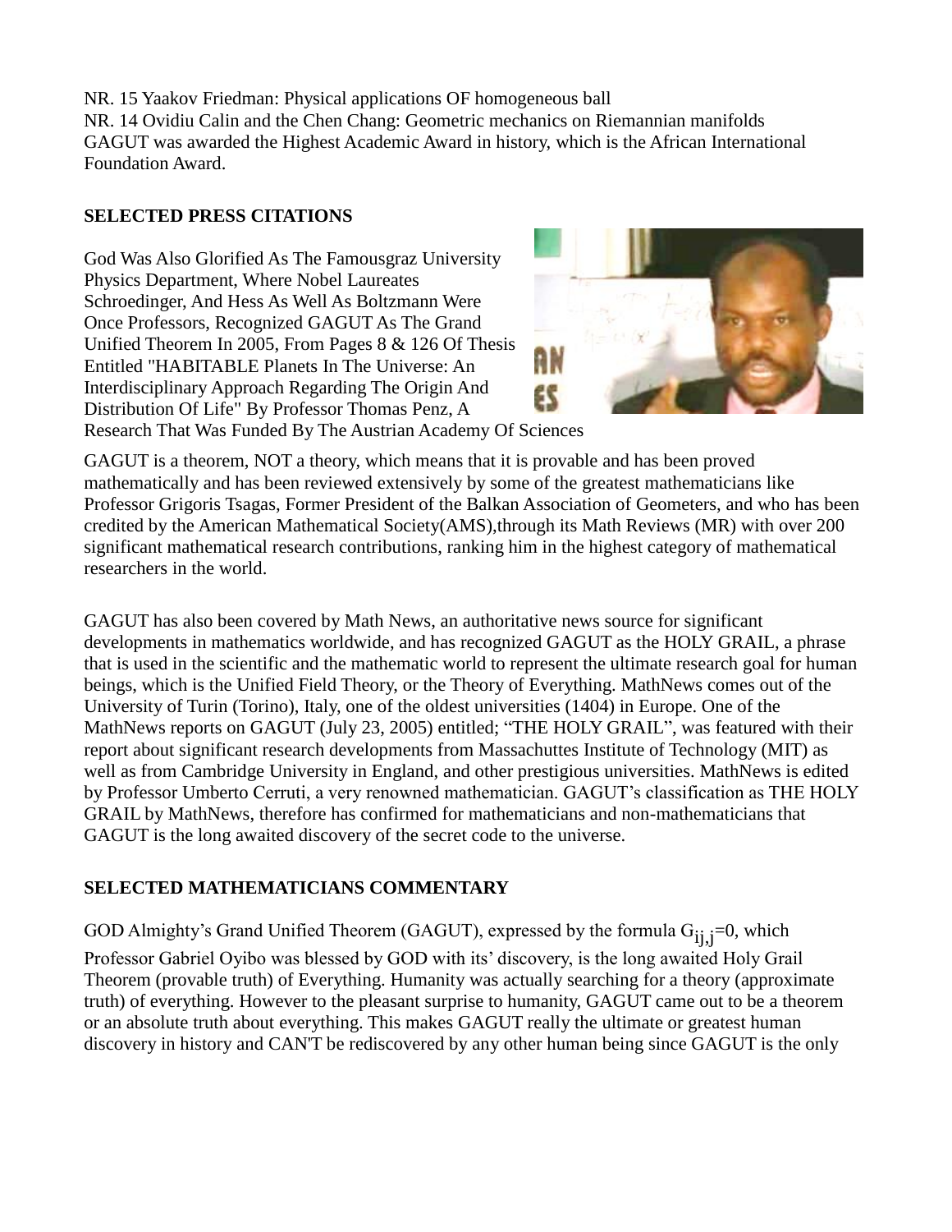NR. 15 Yaakov Friedman: Physical applications OF homogeneous ball
NR. 14 Ovidiu Calin and the Chen Chang: Geometric mechanics on Riemannian manifolds
GAGUT was awarded the Highest Academic Award in history, which is the African International Foundation Award.

**SELECTED PRESS CITATIONS**

God Was Also Glorified As The Famousgraz University Physics Department, Where Nobel Laureates Schroedinger, And Hess As Well As Boltzmann Were Once Professors, Recognized GAGUT As The Grand Unified Theorem In 2005, From Pages 8 & 126 Of Thesis Entitled "HABITABLE Planets In The Universe: An Interdisciplinary Approach Regarding The Origin And Distribution Of Life" By Professor Thomas Penz, A Research That Was Funded By The Austrian Academy Of Sciences

GAGUT is a theorem, NOT a theory, which means that it is provable and has been proved mathematically and has been reviewed extensively by some of the greatest mathematicians like Professor Grigoris Tsagas, Former President of the Balkan Association of Geometers, and who has been credited by the American Mathematical Society(AMS),through its Math Reviews (MR) with over 200 significant mathematical research contributions, ranking him in the highest category of mathematical researchers in the world.

GAGUT has also been covered by Math News, an authoritative news source for significant developments in mathematics worldwide, and has recognized GAGUT as the HOLY GRAIL, a phrase that is used in the scientific and the mathematic world to represent the ultimate research goal for human beings, which is the Unified Field Theory, or the Theory of Everything. MathNews comes out of the University of Turin (Torino), Italy, one of the oldest universities (1404) in Europe. One of the MathNews reports on GAGUT (July 23, 2005) entitled; "THE HOLY GRAIL", was featured with their report about significant research developments from Massachuttes Institute of Technology (MIT) as well as from Cambridge University in England, and other prestigious universities. MathNews is edited by Professor Umberto Cerruti, a very renowned mathematician. GAGUT's classification as THE HOLY GRAIL by MathNews, therefore has confirmed for mathematicians and non-mathematicians that GAGUT is the long awaited discovery of the secret code to the universe.

**SELECTED MATHEMATICIANS COMMENTARY**

GOD Almighty's Grand Unified Theorem (GAGUT), expressed by the formula $G_{ij,j}=0$, which Professor Gabriel Oyibo was blessed by GOD with its' discovery, is the long awaited Holy Grail Theorem (provable truth) of Everything. Humanity was actually searching for a theory (approximate truth) of everything. However to the pleasant surprise to humanity, GAGUT came out to be a theorem or an absolute truth about everything. This makes GAGUT really the ultimate or greatest human discovery in history and CAN'T be rediscovered by any other human being since GAGUT is the only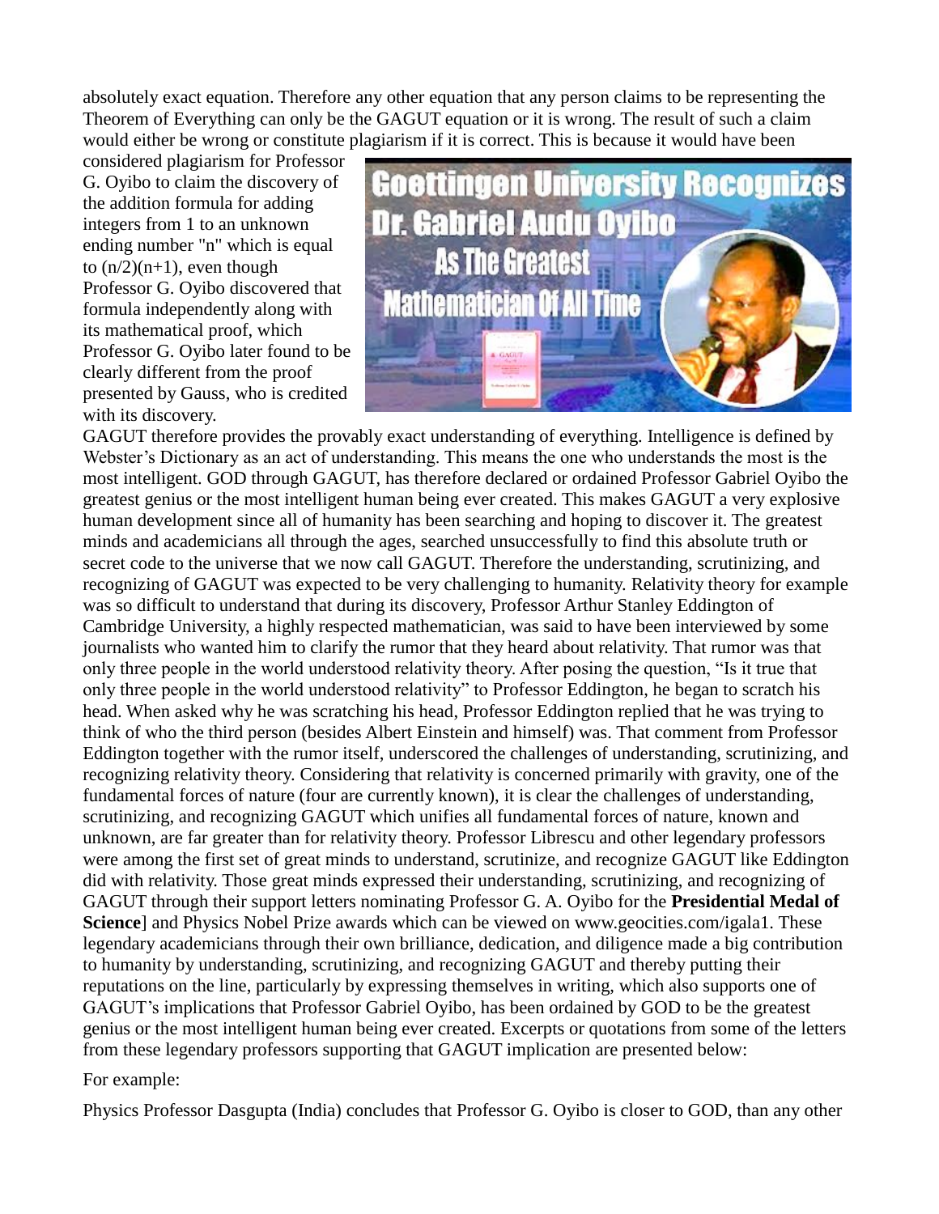absolutely exact equation. Therefore any other equation that any person claims to be representing the Theorem of Everything can only be the GAGUT equation or it is wrong. The result of such a claim would either be wrong or constitute plagiarism if it is correct. This is because it would have been considered plagiarism for Professor G. Oyibo to claim the discovery of the addition formula for adding integers from 1 to an unknown ending number "n" which is equal to $(n/2)(n+1)$, even though Professor G. Oyibo discovered that formula independently along with its mathematical proof, which Professor G. Oyibo later found to be clearly different from the proof presented by Gauss, who is credited with its discovery.

GAGUT therefore provides the provably exact understanding of everything. Intelligence is defined by Webster's Dictionary as an act of understanding. This means the one who understands the most is the most intelligent. GOD through GAGUT, has therefore declared or ordained Professor Gabriel Oyibo the greatest genius or the most intelligent human being ever created. This makes GAGUT a very explosive human development since all of humanity has been searching and hoping to discover it. The greatest minds and academicians all through the ages, searched unsuccessfully to find this absolute truth or secret code to the universe that we now call GAGUT. Therefore the understanding, scrutinizing, and recognizing of GAGUT was expected to be very challenging to humanity. Relativity theory for example was so difficult to understand that during its discovery, Professor Arthur Stanley Eddington of Cambridge University, a highly respected mathematician, was said to have been interviewed by some journalists who wanted him to clarify the rumor that they heard about relativity. That rumor was that only three people in the world understood relativity theory. After posing the question, "Is it true that only three people in the world understood relativity" to Professor Eddington, he began to scratch his head. When asked why he was scratching his head, Professor Eddington replied that he was trying to think of who the third person (besides Albert Einstein and himself) was. That comment from Professor Eddington together with the rumor itself, underscored the challenges of understanding, scrutinizing, and recognizing relativity theory. Considering that relativity is concerned primarily with gravity, one of the fundamental forces of nature (four are currently known), it is clear the challenges of understanding, scrutinizing, and recognizing GAGUT which unifies all fundamental forces of nature, known and unknown, are far greater than for relativity theory. Professor Librescu and other legendary professors were among the first set of great minds to understand, scrutinize, and recognize GAGUT like Eddington did with relativity. Those great minds expressed their understanding, scrutinizing, and recognizing of GAGUT through their support letters nominating Professor G. A. Oyibo for the **Presidential Medal of Science**] and Physics Nobel Prize awards which can be viewed on www.geocities.com/igala1. These legendary academicians through their own brilliance, dedication, and diligence made a big contribution to humanity by understanding, scrutinizing, and recognizing GAGUT and thereby putting their reputations on the line, particularly by expressing themselves in writing, which also supports one of GAGUT's implications that Professor Gabriel Oyibo, has been ordained by GOD to be the greatest genius or the most intelligent human being ever created. Excerpts or quotations from some of the letters from these legendary professors supporting that GAGUT implication are presented below:

For example:

Physics Professor Dasgupta (India) concludes that Professor G. Oyibo is closer to GOD, than any other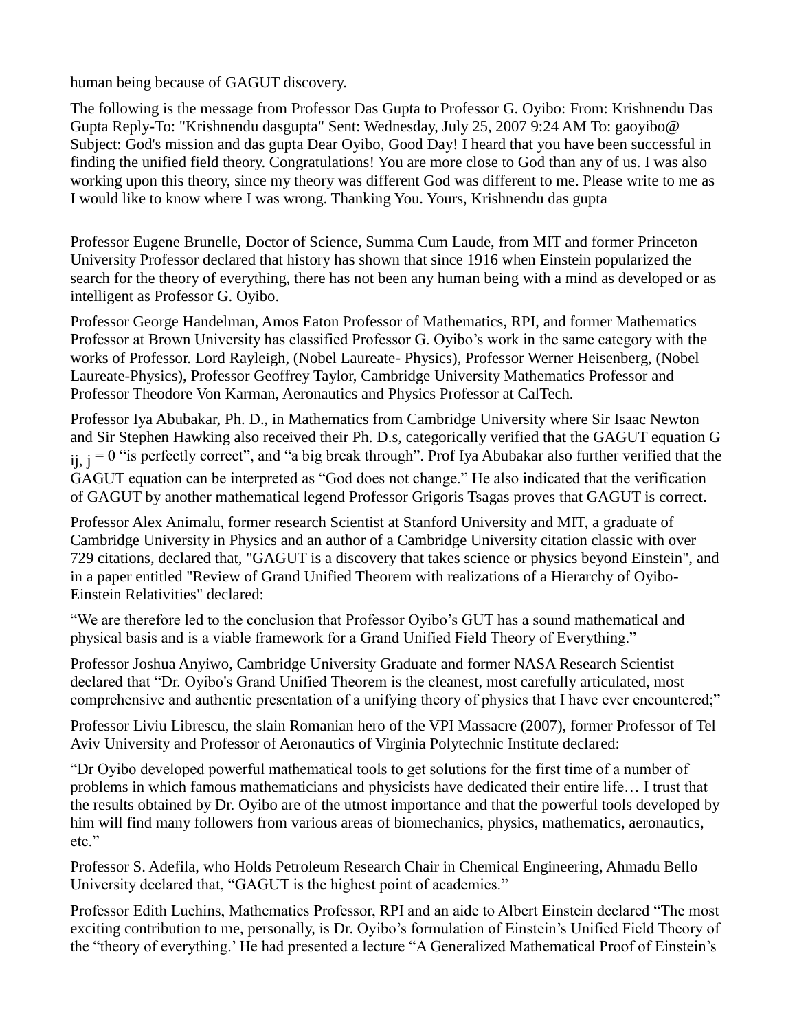human being because of GAGUT discovery.

The following is the message from Professor Das Gupta to Professor G. Oyibo: From: Krishnendu Das Gupta Reply-To: "Krishnendu dasgupta" Sent: Wednesday, July 25, 2007 9:24 AM To: gaoyibo@ Subject: God's mission and das gupta Dear Oyibo, Good Day! I heard that you have been successful in finding the unified field theory. Congratulations! You are more close to God than any of us. I was also working upon this theory, since my theory was different God was different to me. Please write to me as I would like to know where I was wrong. Thanking You. Yours, Krishnendu das gupta

Professor Eugene Brunelle, Doctor of Science, Summa Cum Laude, from MIT and former Princeton University Professor declared that history has shown that since 1916 when Einstein popularized the search for the theory of everything, there has not been any human being with a mind as developed or as intelligent as Professor G. Oyibo.

Professor George Handelman, Amos Eaton Professor of Mathematics, RPI, and former Mathematics Professor at Brown University has classified Professor G. Oyibo's work in the same category with the works of Professor. Lord Rayleigh, (Nobel Laureate- Physics), Professor Werner Heisenberg, (Nobel Laureate-Physics), Professor Geoffrey Taylor, Cambridge University Mathematics Professor and Professor Theodore Von Karman, Aeronautics and Physics Professor at CalTech.

Professor Iya Abubakar, Ph. D., in Mathematics from Cambridge University where Sir Isaac Newton and Sir Stephen Hawking also received their Ph. D.s, categorically verified that the GAGUT equation $G_{ij,\,j} = 0$ "is perfectly correct", and "a big break through". Prof Iya Abubakar also further verified that the GAGUT equation can be interpreted as "God does not change." He also indicated that the verification of GAGUT by another mathematical legend Professor Grigoris Tsagas proves that GAGUT is correct.

Professor Alex Animalu, former research Scientist at Stanford University and MIT, a graduate of Cambridge University in Physics and an author of a Cambridge University citation classic with over 729 citations, declared that, "GAGUT is a discovery that takes science or physics beyond Einstein", and in a paper entitled "Review of Grand Unified Theorem with realizations of a Hierarchy of Oyibo-Einstein Relativities" declared:

"We are therefore led to the conclusion that Professor Oyibo's GUT has a sound mathematical and physical basis and is a viable framework for a Grand Unified Field Theory of Everything."

Professor Joshua Anyiwo, Cambridge University Graduate and former NASA Research Scientist declared that "Dr. Oyibo's Grand Unified Theorem is the cleanest, most carefully articulated, most comprehensive and authentic presentation of a unifying theory of physics that I have ever encountered;"

Professor Liviu Librescu, the slain Romanian hero of the VPI Massacre (2007), former Professor of Tel Aviv University and Professor of Aeronautics of Virginia Polytechnic Institute declared:

"Dr Oyibo developed powerful mathematical tools to get solutions for the first time of a number of problems in which famous mathematicians and physicists have dedicated their entire life… I trust that the results obtained by Dr. Oyibo are of the utmost importance and that the powerful tools developed by him will find many followers from various areas of biomechanics, physics, mathematics, aeronautics, etc."

Professor S. Adefila, who Holds Petroleum Research Chair in Chemical Engineering, Ahmadu Bello University declared that, "GAGUT is the highest point of academics."

Professor Edith Luchins, Mathematics Professor, RPI and an aide to Albert Einstein declared "The most exciting contribution to me, personally, is Dr. Oyibo's formulation of Einstein's Unified Field Theory of the "theory of everything.' He had presented a lecture "A Generalized Mathematical Proof of Einstein's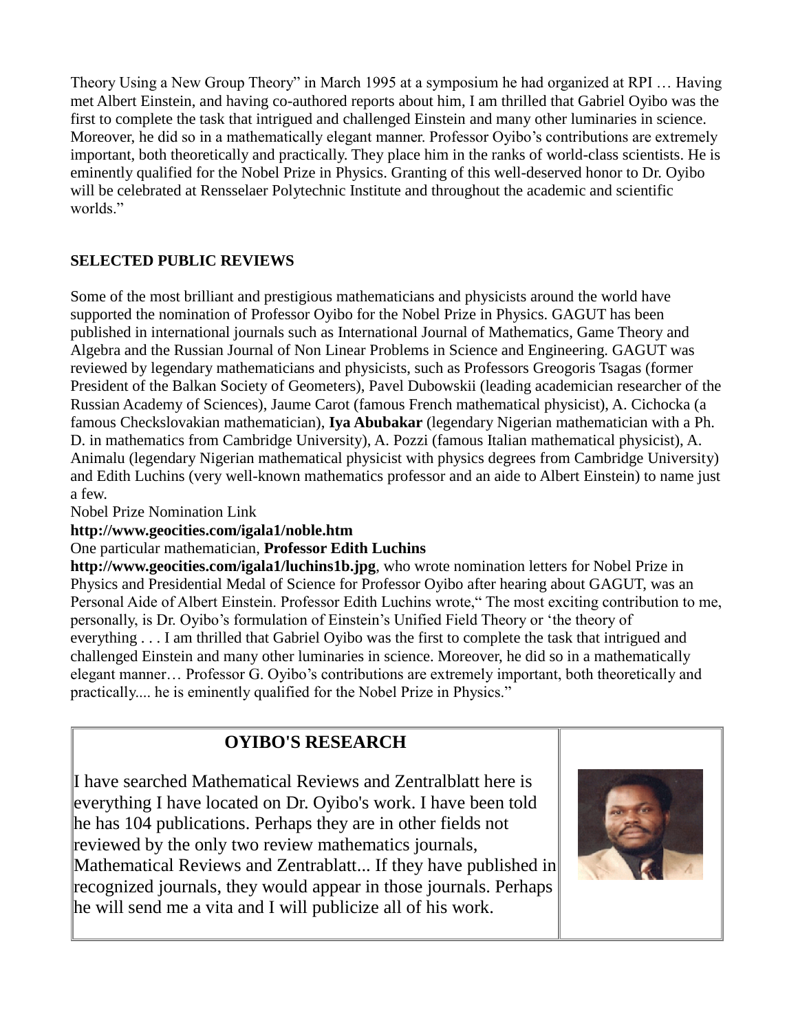Theory Using a New Group Theory" in March 1995 at a symposium he had organized at RPI … Having met Albert Einstein, and having co-authored reports about him, I am thrilled that Gabriel Oyibo was the first to complete the task that intrigued and challenged Einstein and many other luminaries in science. Moreover, he did so in a mathematically elegant manner. Professor Oyibo's contributions are extremely important, both theoretically and practically. They place him in the ranks of world-class scientists. He is eminently qualified for the Nobel Prize in Physics. Granting of this well-deserved honor to Dr. Oyibo will be celebrated at Rensselaer Polytechnic Institute and throughout the academic and scientific worlds."

**SELECTED PUBLIC REVIEWS**

Some of the most brilliant and prestigious mathematicians and physicists around the world have supported the nomination of Professor Oyibo for the Nobel Prize in Physics. GAGUT has been published in international journals such as International Journal of Mathematics, Game Theory and Algebra and the Russian Journal of Non Linear Problems in Science and Engineering. GAGUT was reviewed by legendary mathematicians and physicists, such as Professors Greogoris Tsagas (former President of the Balkan Society of Geometers), Pavel Dubowskii (leading academician researcher of the Russian Academy of Sciences), Jaume Carot (famous French mathematical physicist), A. Cichocka (a famous Checkslovakian mathematician), **Iya Abubakar** (legendary Nigerian mathematician with a Ph. D. in mathematics from Cambridge University), A. Pozzi (famous Italian mathematical physicist), A. Animalu (legendary Nigerian mathematical physicist with physics degrees from Cambridge University) and Edith Luchins (very well-known mathematics professor and an aide to Albert Einstein) to name just a few.

Nobel Prize Nomination Link

**http://www.geocities.com/igala1/noble.htm**

One particular mathematician, **Professor Edith Luchins**

**http://www.geocities.com/igala1/luchins1b.jpg**, who wrote nomination letters for Nobel Prize in Physics and Presidential Medal of Science for Professor Oyibo after hearing about GAGUT, was an Personal Aide of Albert Einstein. Professor Edith Luchins wrote," The most exciting contribution to me, personally, is Dr. Oyibo's formulation of Einstein's Unified Field Theory or 'the theory of everything . . . I am thrilled that Gabriel Oyibo was the first to complete the task that intrigued and challenged Einstein and many other luminaries in science. Moreover, he did so in a mathematically elegant manner… Professor G. Oyibo's contributions are extremely important, both theoretically and practically.... he is eminently qualified for the Nobel Prize in Physics."

## OYIBO'S RESEARCH

I have searched Mathematical Reviews and Zentralblatt here is everything I have located on Dr. Oyibo's work. I have been told he has 104 publications. Perhaps they are in other fields not reviewed by the only two review mathematics journals, Mathematical Reviews and Zentrablatt... If they have published in recognized journals, they would appear in those journals. Perhaps he will send me a vita and I will publicize all of his work.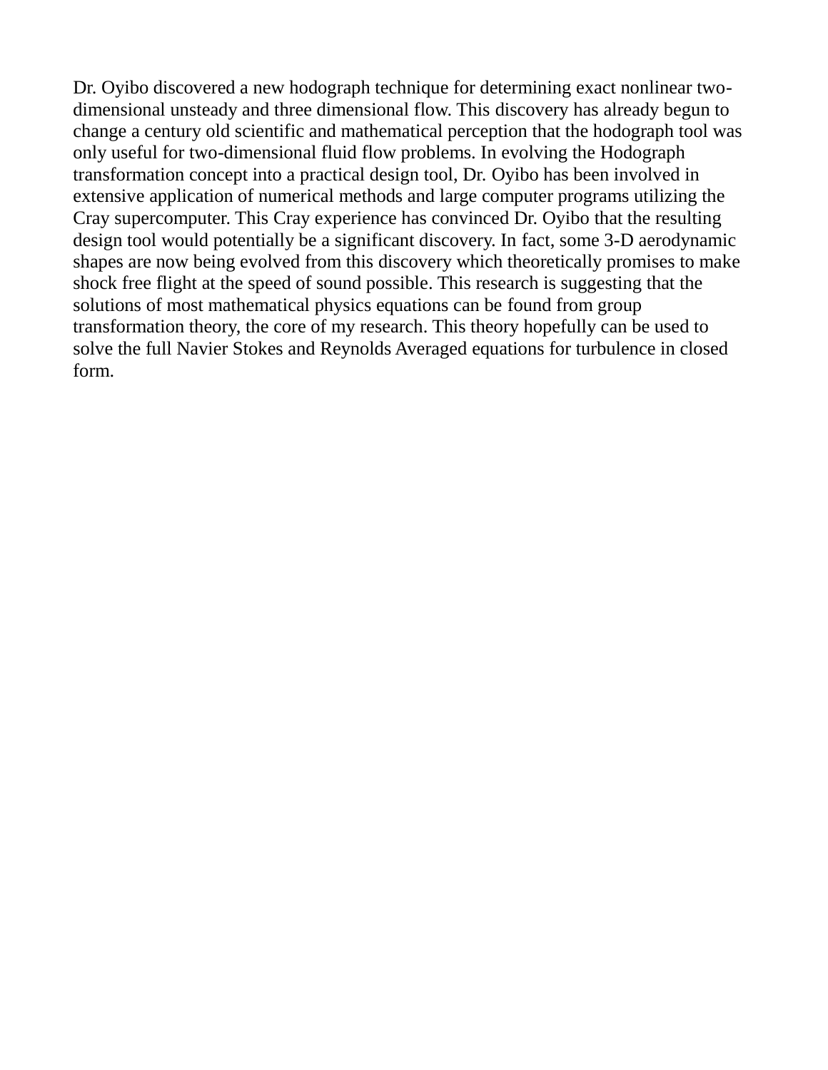Dr. Oyibo discovered a new hodograph technique for determining exact nonlinear two-dimensional unsteady and three dimensional flow. This discovery has already begun to change a century old scientific and mathematical perception that the hodograph tool was only useful for two-dimensional fluid flow problems. In evolving the Hodograph transformation concept into a practical design tool, Dr. Oyibo has been involved in extensive application of numerical methods and large computer programs utilizing the Cray supercomputer. This Cray experience has convinced Dr. Oyibo that the resulting design tool would potentially be a significant discovery. In fact, some 3-D aerodynamic shapes are now being evolved from this discovery which theoretically promises to make shock free flight at the speed of sound possible. This research is suggesting that the solutions of most mathematical physics equations can be found from group transformation theory, the core of my research. This theory hopefully can be used to solve the full Navier Stokes and Reynolds Averaged equations for turbulence in closed form.